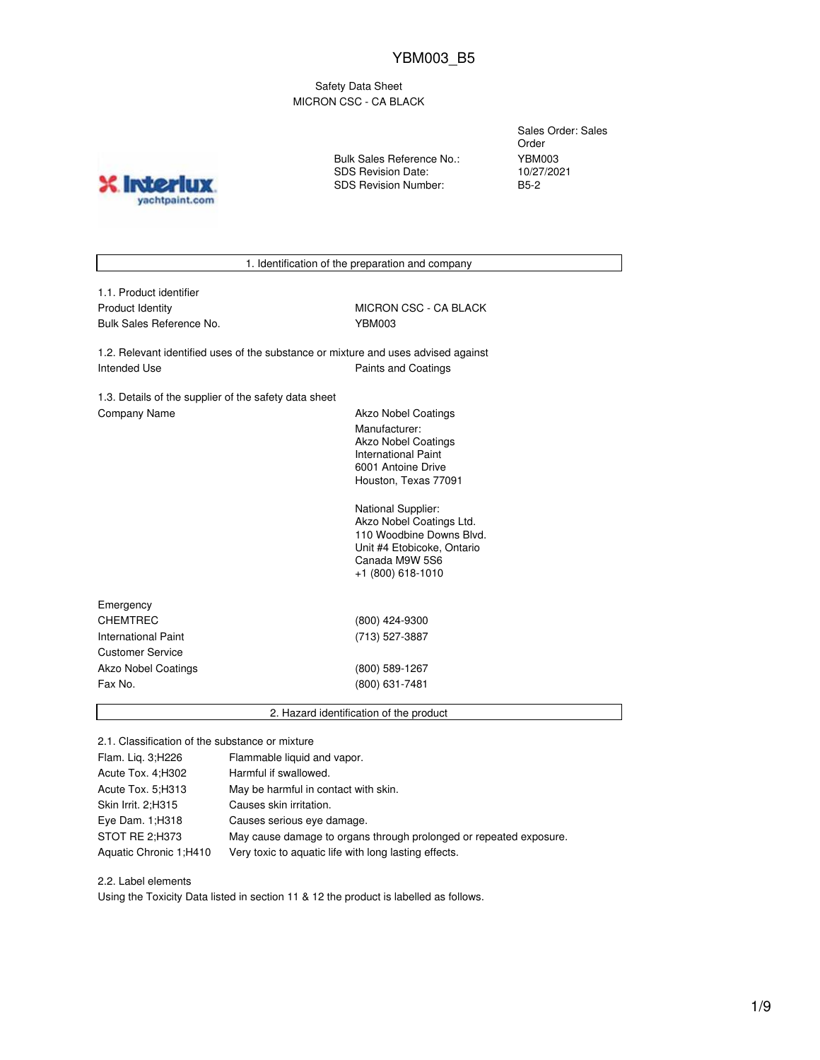YBM003_B5

Safety Data Sheet
MICRON CSC - CA BLACK

| | |
|---|---|
| | Sales Order: Sales Order |
| Bulk Sales Reference No.: | YBM003 |
| SDS Revision Date: | 10/27/2021 |
| SDS Revision Number: | B5-2 |

## 1. Identification of the preparation and company

**1.1. Product identifier**

| | |
|---|---|
| Product Identity | MICRON CSC - CA BLACK |
| Bulk Sales Reference No. | YBM003 |

**1.2. Relevant identified uses of the substance or mixture and uses advised against**

| | |
|---|---|
| Intended Use | Paints and Coatings |

**1.3. Details of the supplier of the safety data sheet**

Company Name

Akzo Nobel Coatings

Manufacturer:
Akzo Nobel Coatings
International Paint
6001 Antoine Drive
Houston, Texas 77091

National Supplier:
Akzo Nobel Coatings Ltd.
110 Woodbine Downs Blvd.
Unit #4 Etobicoke, Ontario
Canada M9W 5S6
+1 (800) 618-1010

| Emergency | |
|---|---|
| CHEMTREC | (800) 424-9300 |
| International Paint | (713) 527-3887 |
| Customer Service | |
| Akzo Nobel Coatings | (800) 589-1267 |
| Fax No. | (800) 631-7481 |

## 2. Hazard identification of the product

**2.1. Classification of the substance or mixture**

| | |
|---|---|
| Flam. Liq. 3;H226 | Flammable liquid and vapor. |
| Acute Tox. 4;H302 | Harmful if swallowed. |
| Acute Tox. 5;H313 | May be harmful in contact with skin. |
| Skin Irrit. 2;H315 | Causes skin irritation. |
| Eye Dam. 1;H318 | Causes serious eye damage. |
| STOT RE 2;H373 | May cause damage to organs through prolonged or repeated exposure. |
| Aquatic Chronic 1;H410 | Very toxic to aquatic life with long lasting effects. |

**2.2. Label elements**

Using the Toxicity Data listed in section 11 & 12 the product is labelled as follows.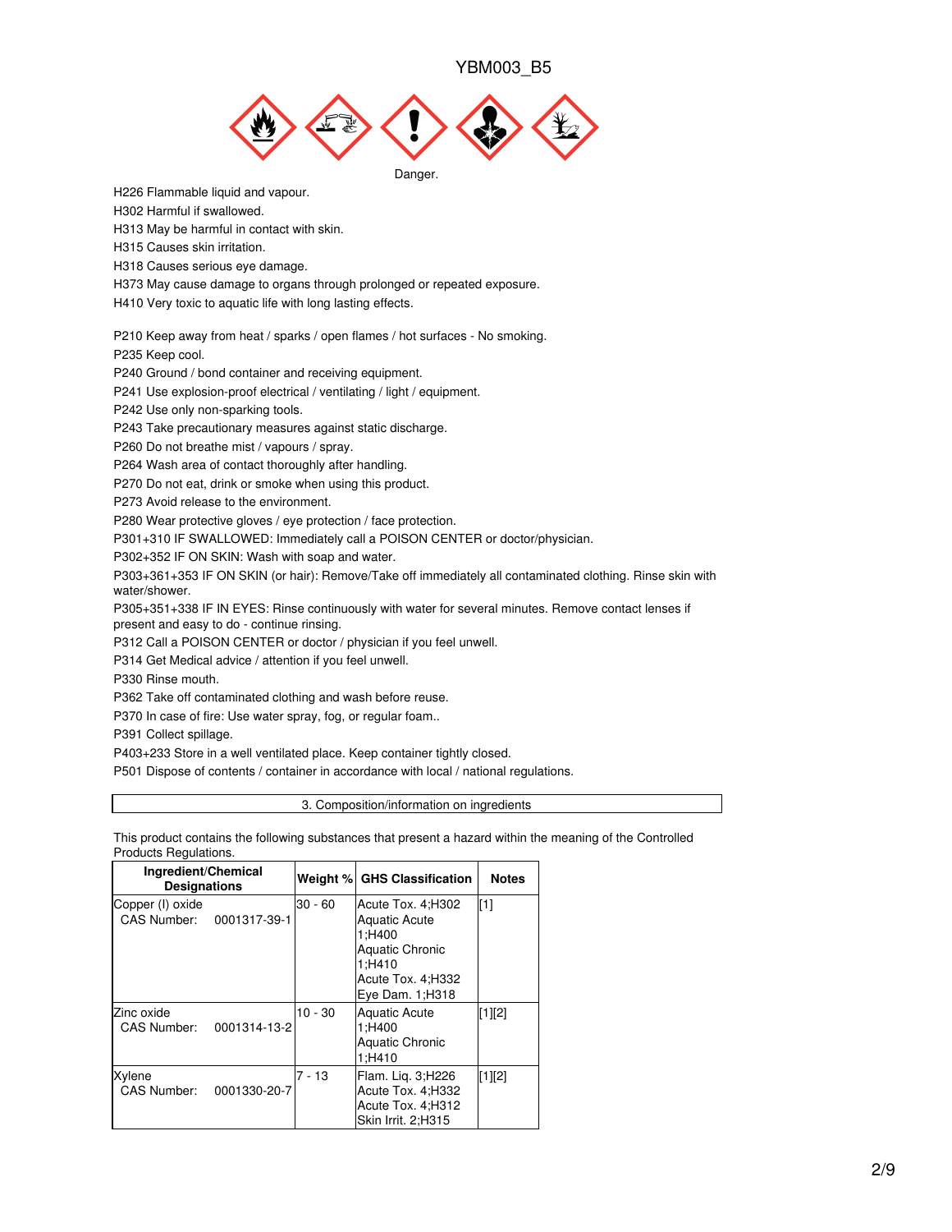YBM003_B5

Danger.

H226 Flammable liquid and vapour.
H302 Harmful if swallowed.
H313 May be harmful in contact with skin.
H315 Causes skin irritation.
H318 Causes serious eye damage.
H373 May cause damage to organs through prolonged or repeated exposure.
H410 Very toxic to aquatic life with long lasting effects.

P210 Keep away from heat / sparks / open flames / hot surfaces - No smoking.
P235 Keep cool.
P240 Ground / bond container and receiving equipment.
P241 Use explosion-proof electrical / ventilating / light / equipment.
P242 Use only non-sparking tools.
P243 Take precautionary measures against static discharge.
P260 Do not breathe mist / vapours / spray.
P264 Wash area of contact thoroughly after handling.
P270 Do not eat, drink or smoke when using this product.
P273 Avoid release to the environment.
P280 Wear protective gloves / eye protection / face protection.
P301+310 IF SWALLOWED: Immediately call a POISON CENTER or doctor/physician.
P302+352 IF ON SKIN: Wash with soap and water.
P303+361+353 IF ON SKIN (or hair): Remove/Take off immediately all contaminated clothing. Rinse skin with water/shower.
P305+351+338 IF IN EYES: Rinse continuously with water for several minutes. Remove contact lenses if present and easy to do - continue rinsing.
P312 Call a POISON CENTER or doctor / physician if you feel unwell.
P314 Get Medical advice / attention if you feel unwell.
P330 Rinse mouth.
P362 Take off contaminated clothing and wash before reuse.
P370 In case of fire: Use water spray, fog, or regular foam..
P391 Collect spillage.
P403+233 Store in a well ventilated place. Keep container tightly closed.
P501 Dispose of contents / container in accordance with local / national regulations.

## 3. Composition/information on ingredients

This product contains the following substances that present a hazard within the meaning of the Controlled Products Regulations.

| Ingredient/Chemical Designations | Weight % | GHS Classification | Notes |
|---|---|---|---|
| Copper (I) oxide<br>CAS Number: 0001317-39-1 | 30 - 60 | Acute Tox. 4;H302<br>Aquatic Acute 1;H400<br>Aquatic Chronic 1;H410<br>Acute Tox. 4;H332<br>Eye Dam. 1;H318 | [1] |
| Zinc oxide<br>CAS Number: 0001314-13-2 | 10 - 30 | Aquatic Acute 1;H400<br>Aquatic Chronic 1;H410 | [1][2] |
| Xylene<br>CAS Number: 0001330-20-7 | 7 - 13 | Flam. Liq. 3;H226<br>Acute Tox. 4;H332<br>Acute Tox. 4;H312<br>Skin Irrit. 2;H315 | [1][2] |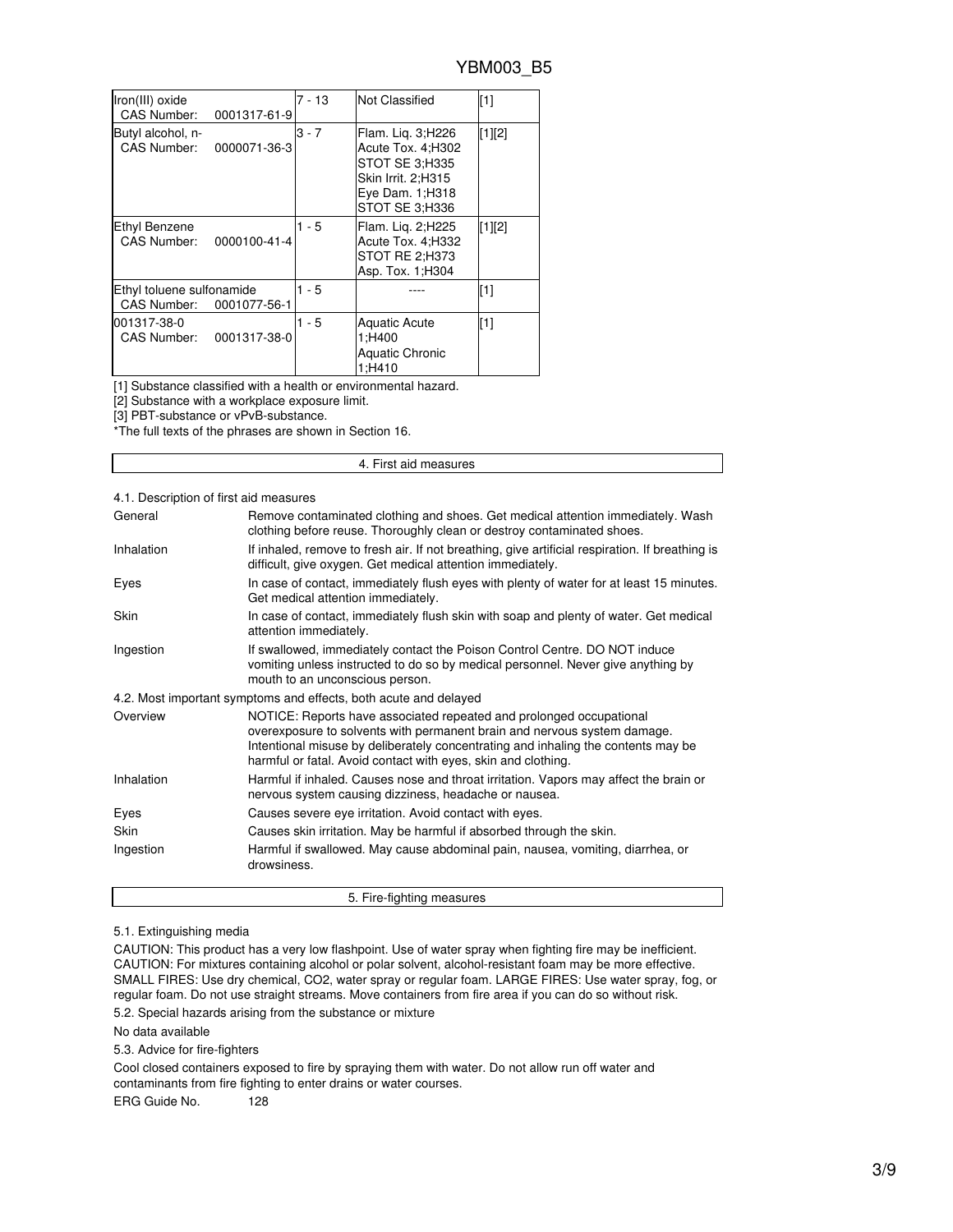| | | | |
|---|---|---|---|
| Iron(III) oxide<br>CAS Number: 0001317-61-9 | 7 - 13 | Not Classified | [1] |
| Butyl alcohol, n-<br>CAS Number: 0000071-36-3 | 3 - 7 | Flam. Liq. 3;H226<br>Acute Tox. 4;H302<br>STOT SE 3;H335<br>Skin Irrit. 2;H315<br>Eye Dam. 1;H318<br>STOT SE 3;H336 | [1][2] |
| Ethyl Benzene<br>CAS Number: 0000100-41-4 | 1 - 5 | Flam. Liq. 2;H225<br>Acute Tox. 4;H332<br>STOT RE 2;H373<br>Asp. Tox. 1;H304 | [1][2] |
| Ethyl toluene sulfonamide<br>CAS Number: 0001077-56-1 | 1 - 5 | ---- | [1] |
| 001317-38-0<br>CAS Number: 0001317-38-0 | 1 - 5 | Aquatic Acute 1;H400<br>Aquatic Chronic 1;H410 | [1] |

[1] Substance classified with a health or environmental hazard.
[2] Substance with a workplace exposure limit.
[3] PBT-substance or vPvB-substance.
*The full texts of the phrases are shown in Section 16.

## 4. First aid measures

### 4.1. Description of first aid measures

| | |
|---|---|
| General | Remove contaminated clothing and shoes. Get medical attention immediately. Wash clothing before reuse. Thoroughly clean or destroy contaminated shoes. |
| Inhalation | If inhaled, remove to fresh air. If not breathing, give artificial respiration. If breathing is difficult, give oxygen. Get medical attention immediately. |
| Eyes | In case of contact, immediately flush eyes with plenty of water for at least 15 minutes. Get medical attention immediately. |
| Skin | In case of contact, immediately flush skin with soap and plenty of water. Get medical attention immediately. |
| Ingestion | If swallowed, immediately contact the Poison Control Centre. DO NOT induce vomiting unless instructed to do so by medical personnel. Never give anything by mouth to an unconscious person. |

### 4.2. Most important symptoms and effects, both acute and delayed

| | |
|---|---|
| Overview | NOTICE: Reports have associated repeated and prolonged occupational overexposure to solvents with permanent brain and nervous system damage. Intentional misuse by deliberately concentrating and inhaling the contents may be harmful or fatal. Avoid contact with eyes, skin and clothing. |
| Inhalation | Harmful if inhaled. Causes nose and throat irritation. Vapors may affect the brain or nervous system causing dizziness, headache or nausea. |
| Eyes | Causes severe eye irritation. Avoid contact with eyes. |
| Skin | Causes skin irritation. May be harmful if absorbed through the skin. |
| Ingestion | Harmful if swallowed. May cause abdominal pain, nausea, vomiting, diarrhea, or drowsiness. |

## 5. Fire-fighting measures

### 5.1. Extinguishing media

CAUTION: This product has a very low flashpoint. Use of water spray when fighting fire may be inefficient. CAUTION: For mixtures containing alcohol or polar solvent, alcohol-resistant foam may be more effective. SMALL FIRES: Use dry chemical, CO2, water spray or regular foam. LARGE FIRES: Use water spray, fog, or regular foam. Do not use straight streams. Move containers from fire area if you can do so without risk.

### 5.2. Special hazards arising from the substance or mixture

No data available

### 5.3. Advice for fire-fighters

Cool closed containers exposed to fire by spraying them with water. Do not allow run off water and contaminants from fire fighting to enter drains or water courses.

ERG Guide No. 128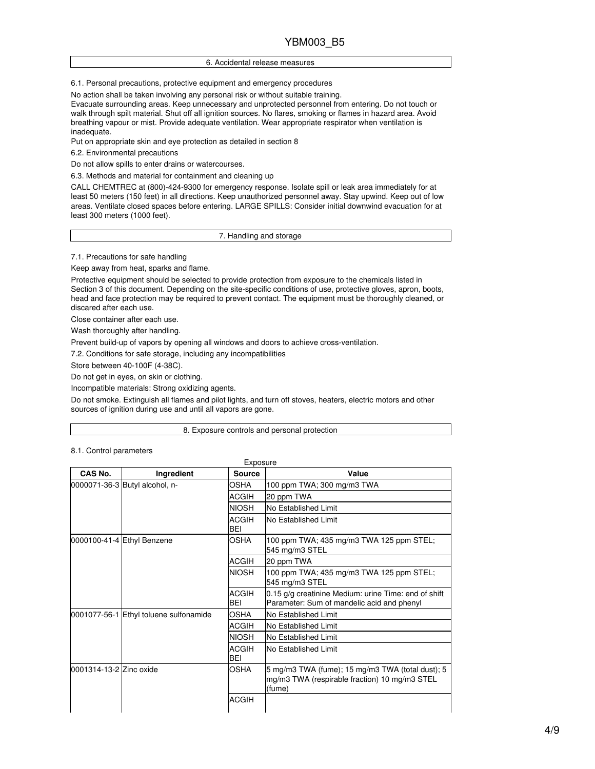## 6. Accidental release measures

6.1. Personal precautions, protective equipment and emergency procedures

No action shall be taken involving any personal risk or without suitable training.

Evacuate surrounding areas. Keep unnecessary and unprotected personnel from entering. Do not touch or walk through spilt material. Shut off all ignition sources. No flares, smoking or flames in hazard area. Avoid breathing vapour or mist. Provide adequate ventilation. Wear appropriate respirator when ventilation is inadequate.

Put on appropriate skin and eye protection as detailed in section 8

6.2. Environmental precautions

Do not allow spills to enter drains or watercourses.

6.3. Methods and material for containment and cleaning up

CALL CHEMTREC at (800)-424-9300 for emergency response. Isolate spill or leak area immediately for at least 50 meters (150 feet) in all directions. Keep unauthorized personnel away. Stay upwind. Keep out of low areas. Ventilate closed spaces before entering. LARGE SPILLS: Consider initial downwind evacuation for at least 300 meters (1000 feet).

## 7. Handling and storage

7.1. Precautions for safe handling

Keep away from heat, sparks and flame.

Protective equipment should be selected to provide protection from exposure to the chemicals listed in Section 3 of this document. Depending on the site-specific conditions of use, protective gloves, apron, boots, head and face protection may be required to prevent contact. The equipment must be thoroughly cleaned, or discared after each use.

Close container after each use.

Wash thoroughly after handling.

Prevent build-up of vapors by opening all windows and doors to achieve cross-ventilation.

7.2. Conditions for safe storage, including any incompatibilities

Store between 40-100F (4-38C).

Do not get in eyes, on skin or clothing.

Incompatible materials: Strong oxidizing agents.

Do not smoke. Extinguish all flames and pilot lights, and turn off stoves, heaters, electric motors and other sources of ignition during use and until all vapors are gone.

## 8. Exposure controls and personal protection

8.1. Control parameters

Exposure

| CAS No. | Ingredient | Source | Value |
|---|---|---|---|
| 0000071-36-3 | Butyl alcohol, n- | OSHA | 100 ppm TWA; 300 mg/m3 TWA |
| | | ACGIH | 20 ppm TWA |
| | | NIOSH | No Established Limit |
| | | ACGIH BEI | No Established Limit |
| 0000100-41-4 | Ethyl Benzene | OSHA | 100 ppm TWA; 435 mg/m3 TWA 125 ppm STEL; 545 mg/m3 STEL |
| | | ACGIH | 20 ppm TWA |
| | | NIOSH | 100 ppm TWA; 435 mg/m3 TWA 125 ppm STEL; 545 mg/m3 STEL |
| | | ACGIH BEI | 0.15 g/g creatinine Medium: urine Time: end of shift Parameter: Sum of mandelic acid and phenyl |
| 0001077-56-1 | Ethyl toluene sulfonamide | OSHA | No Established Limit |
| | | ACGIH | No Established Limit |
| | | NIOSH | No Established Limit |
| | | ACGIH BEI | No Established Limit |
| 0001314-13-2 | Zinc oxide | OSHA | 5 mg/m3 TWA (fume); 15 mg/m3 TWA (total dust); 5 mg/m3 TWA (respirable fraction) 10 mg/m3 STEL (fume) |
| | | ACGIH | |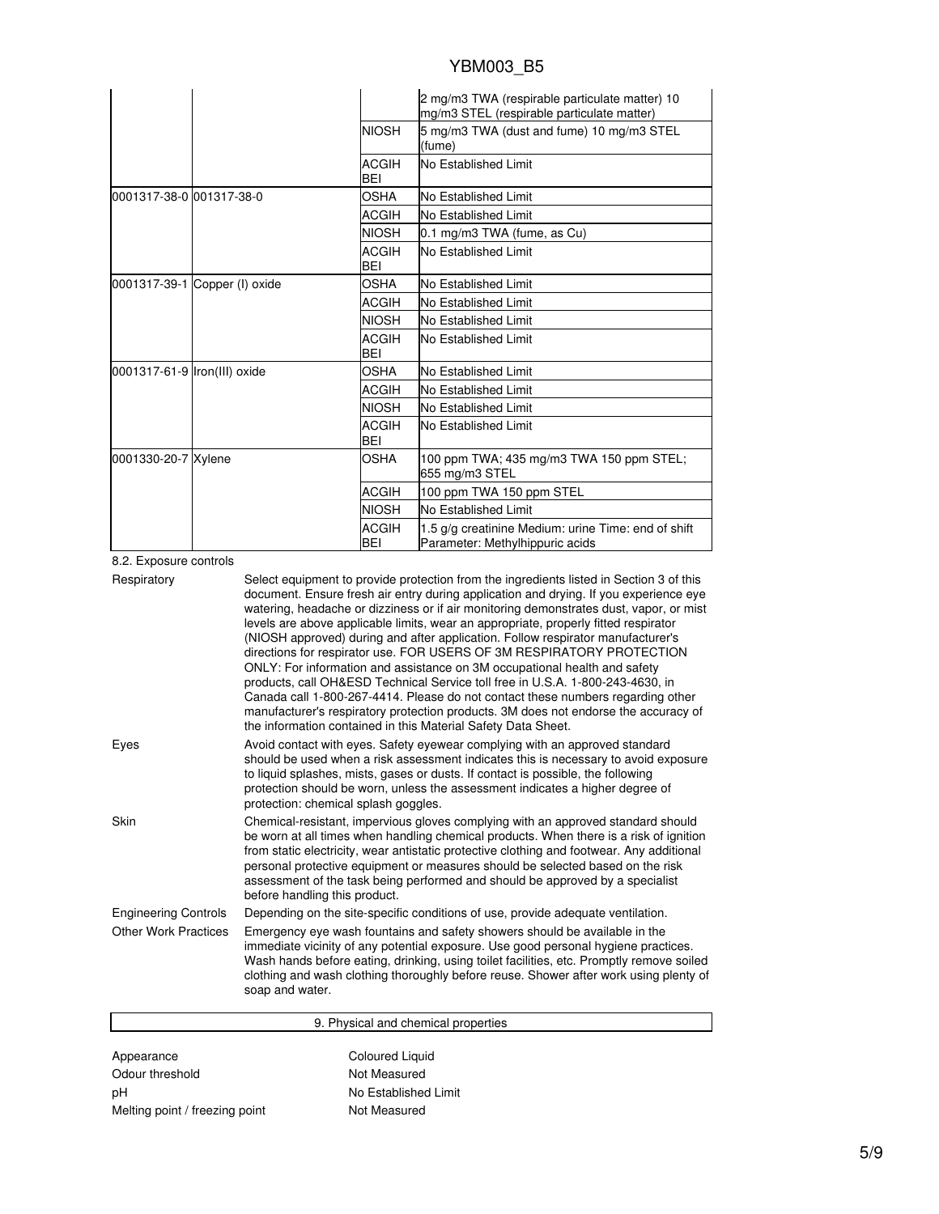| | | | |
|---|---|---|---|
| | | | 2 mg/m3 TWA (respirable particulate matter) 10 mg/m3 STEL (respirable particulate matter) |
| | | NIOSH | 5 mg/m3 TWA (dust and fume) 10 mg/m3 STEL (fume) |
| | | ACGIH BEI | No Established Limit |
| 0001317-38-0 | 001317-38-0 | OSHA | No Established Limit |
| | | ACGIH | No Established Limit |
| | | NIOSH | 0.1 mg/m3 TWA (fume, as Cu) |
| | | ACGIH BEI | No Established Limit |
| 0001317-39-1 | Copper (I) oxide | OSHA | No Established Limit |
| | | ACGIH | No Established Limit |
| | | NIOSH | No Established Limit |
| | | ACGIH BEI | No Established Limit |
| 0001317-61-9 | Iron(III) oxide | OSHA | No Established Limit |
| | | ACGIH | No Established Limit |
| | | NIOSH | No Established Limit |
| | | ACGIH BEI | No Established Limit |
| 0001330-20-7 | Xylene | OSHA | 100 ppm TWA; 435 mg/m3 TWA 150 ppm STEL; 655 mg/m3 STEL |
| | | ACGIH | 100 ppm TWA 150 ppm STEL |
| | | NIOSH | No Established Limit |
| | | ACGIH BEI | 1.5 g/g creatinine Medium: urine Time: end of shift Parameter: Methylhippuric acids |

8.2. Exposure controls

| | |
|---|---|
| Respiratory | Select equipment to provide protection from the ingredients listed in Section 3 of this document. Ensure fresh air entry during application and drying. If you experience eye watering, headache or dizziness or if air monitoring demonstrates dust, vapor, or mist levels are above applicable limits, wear an appropriate, properly fitted respirator (NIOSH approved) during and after application. Follow respirator manufacturer's directions for respirator use. FOR USERS OF 3M RESPIRATORY PROTECTION ONLY: For information and assistance on 3M occupational health and safety products, call OH&ESD Technical Service toll free in U.S.A. 1-800-243-4630, in Canada call 1-800-267-4414. Please do not contact these numbers regarding other manufacturer's respiratory protection products. 3M does not endorse the accuracy of the information contained in this Material Safety Data Sheet. |
| Eyes | Avoid contact with eyes. Safety eyewear complying with an approved standard should be used when a risk assessment indicates this is necessary to avoid exposure to liquid splashes, mists, gases or dusts. If contact is possible, the following protection should be worn, unless the assessment indicates a higher degree of protection: chemical splash goggles. |
| Skin | Chemical-resistant, impervious gloves complying with an approved standard should be worn at all times when handling chemical products. When there is a risk of ignition from static electricity, wear antistatic protective clothing and footwear. Any additional personal protective equipment or measures should be selected based on the risk assessment of the task being performed and should be approved by a specialist before handling this product. |
| Engineering Controls | Depending on the site-specific conditions of use, provide adequate ventilation. |
| Other Work Practices | Emergency eye wash fountains and safety showers should be available in the immediate vicinity of any potential exposure. Use good personal hygiene practices. Wash hands before eating, drinking, using toilet facilities, etc. Promptly remove soiled clothing and wash clothing thoroughly before reuse. Shower after work using plenty of soap and water. |

## 9. Physical and chemical properties

| | |
|---|---|
| Appearance | Coloured Liquid |
| Odour threshold | Not Measured |
| pH | No Established Limit |
| Melting point / freezing point | Not Measured |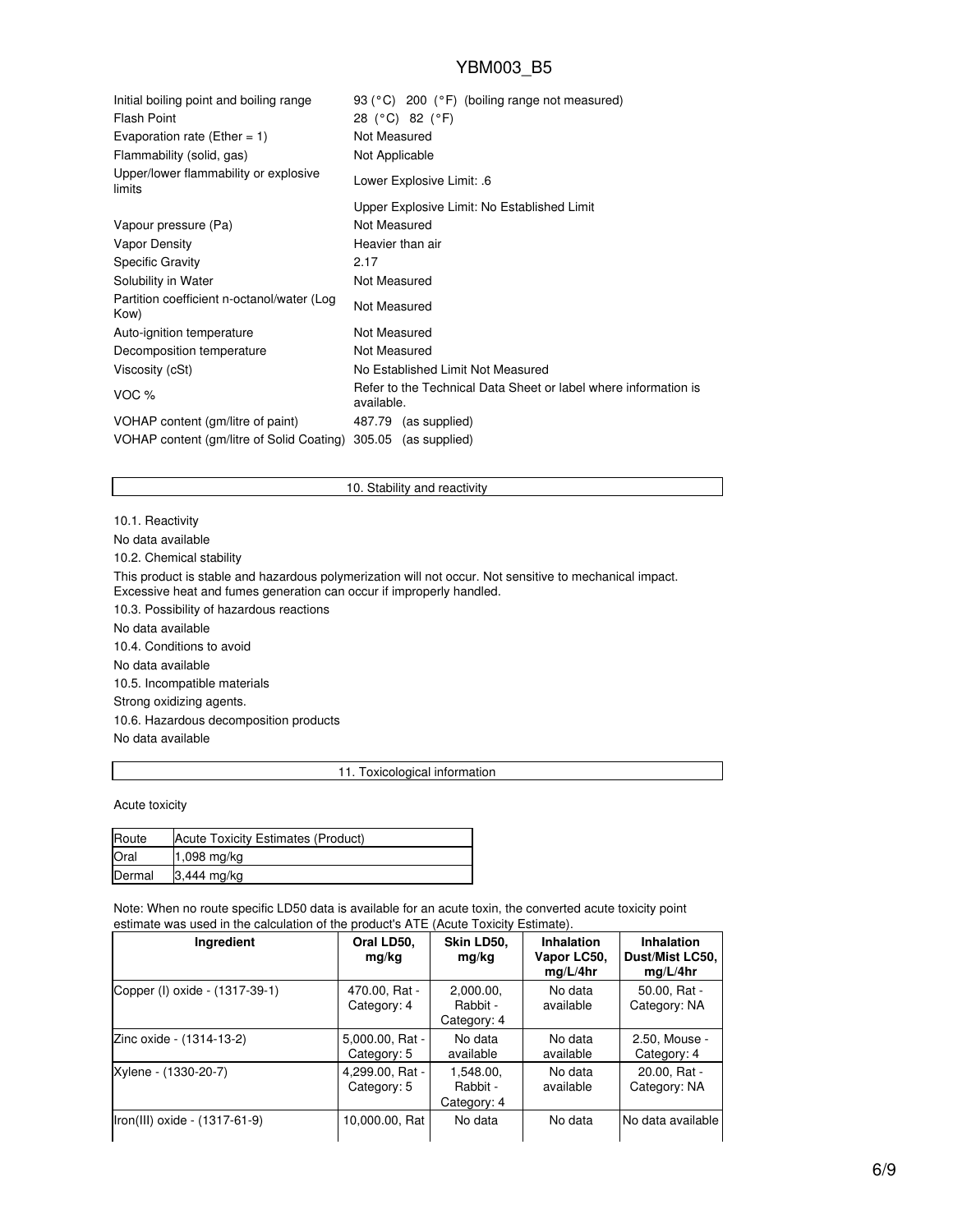| | |
|---|---|
| Initial boiling point and boiling range | 93 (°C) 200 (°F) (boiling range not measured) |
| Flash Point | 28 (°C) 82 (°F) |
| Evaporation rate (Ether = 1) | Not Measured |
| Flammability (solid, gas) | Not Applicable |
| Upper/lower flammability or explosive limits | Lower Explosive Limit: .6 |
| | Upper Explosive Limit: No Established Limit |
| Vapour pressure (Pa) | Not Measured |
| Vapor Density | Heavier than air |
| Specific Gravity | 2.17 |
| Solubility in Water | Not Measured |
| Partition coefficient n-octanol/water (Log Kow) | Not Measured |
| Auto-ignition temperature | Not Measured |
| Decomposition temperature | Not Measured |
| Viscosity (cSt) | No Established Limit Not Measured |
| VOC % | Refer to the Technical Data Sheet or label where information is available. |
| VOHAP content (gm/litre of paint) | 487.79 (as supplied) |
| VOHAP content (gm/litre of Solid Coating) | 305.05 (as supplied) |

## 10. Stability and reactivity

10.1. Reactivity

No data available

10.2. Chemical stability

This product is stable and hazardous polymerization will not occur. Not sensitive to mechanical impact. Excessive heat and fumes generation can occur if improperly handled.

10.3. Possibility of hazardous reactions

No data available

10.4. Conditions to avoid

No data available

10.5. Incompatible materials

Strong oxidizing agents.

10.6. Hazardous decomposition products

No data available

## 11. Toxicological information

Acute toxicity

| Route | Acute Toxicity Estimates (Product) |
|---|---|
| Oral | 1,098 mg/kg |
| Dermal | 3,444 mg/kg |

Note: When no route specific LD50 data is available for an acute toxin, the converted acute toxicity point estimate was used in the calculation of the product's ATE (Acute Toxicity Estimate).

| Ingredient | Oral LD50, mg/kg | Skin LD50, mg/kg | Inhalation Vapor LC50, mg/L/4hr | Inhalation Dust/Mist LC50, mg/L/4hr |
|---|---|---|---|---|
| Copper (I) oxide - (1317-39-1) | 470.00, Rat - Category: 4 | 2,000.00, Rabbit - Category: 4 | No data available | 50.00, Rat - Category: NA |
| Zinc oxide - (1314-13-2) | 5,000.00, Rat - Category: 5 | No data available | No data available | 2.50, Mouse - Category: 4 |
| Xylene - (1330-20-7) | 4,299.00, Rat - Category: 5 | 1,548.00, Rabbit - Category: 4 | No data available | 20.00, Rat - Category: NA |
| Iron(III) oxide - (1317-61-9) | 10,000.00, Rat | No data | No data | No data available |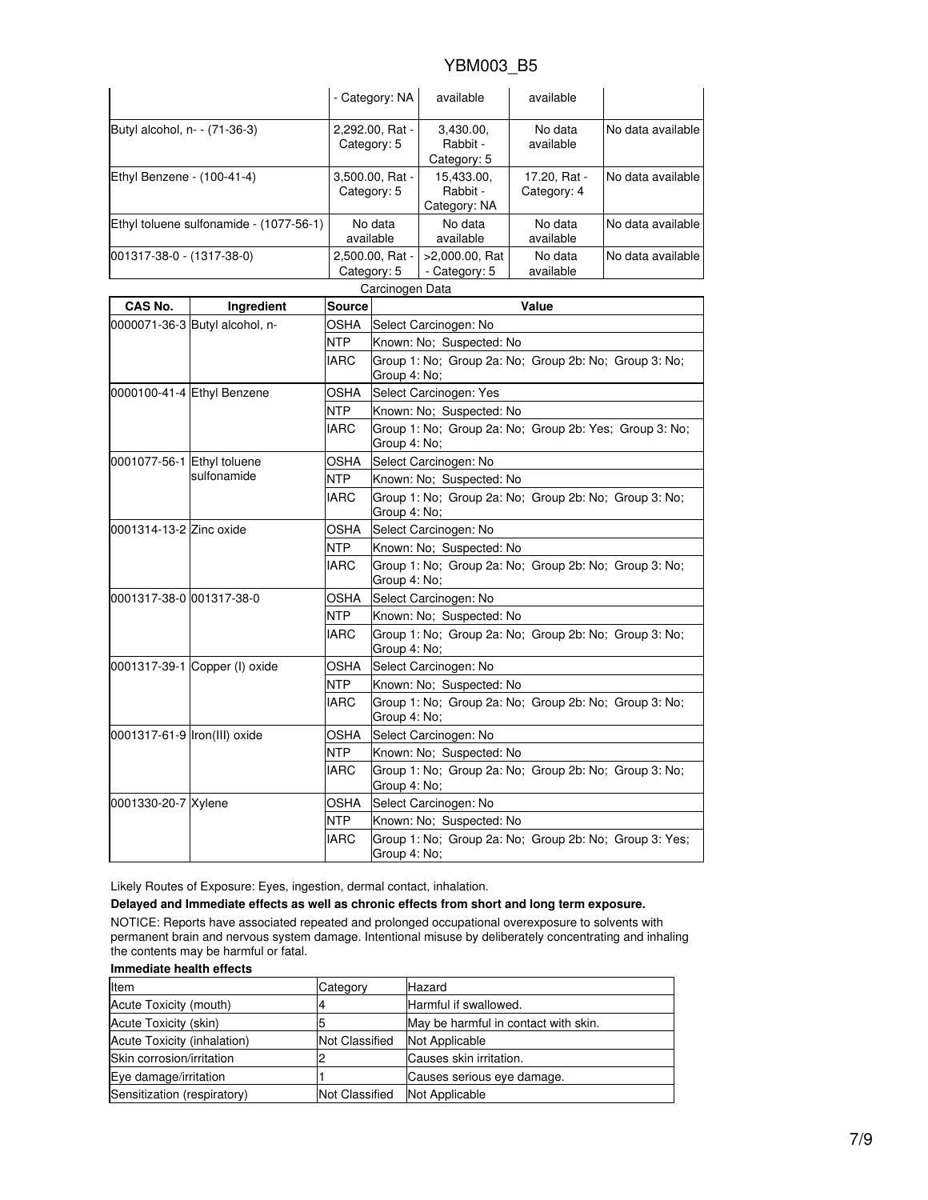| | - Category: NA | available | available | |
|---|---|---|---|---|
| Butyl alcohol, n- - (71-36-3) | 2,292.00, Rat - Category: 5 | 3,430.00, Rabbit - Category: 5 | No data available | No data available |
| Ethyl Benzene - (100-41-4) | 3,500.00, Rat - Category: 5 | 15,433.00, Rabbit - Category: NA | 17.20, Rat - Category: 4 | No data available |
| Ethyl toluene sulfonamide - (1077-56-1) | No data available | No data available | No data available | No data available |
| 001317-38-0 - (1317-38-0) | 2,500.00, Rat - Category: 5 | >2,000.00, Rat - Category: 5 | No data available | No data available |

Carcinogen Data

| CAS No. | Ingredient | Source | Value |
|---|---|---|---|
| 0000071-36-3 | Butyl alcohol, n- | OSHA | Select Carcinogen: No |
| | | NTP | Known: No; Suspected: No |
| | | IARC | Group 1: No; Group 2a: No; Group 2b: No; Group 3: No; Group 4: No; |
| 0000100-41-4 | Ethyl Benzene | OSHA | Select Carcinogen: Yes |
| | | NTP | Known: No; Suspected: No |
| | | IARC | Group 1: No; Group 2a: No; Group 2b: Yes; Group 3: No; Group 4: No; |
| 0001077-56-1 | Ethyl toluene sulfonamide | OSHA | Select Carcinogen: No |
| | | NTP | Known: No; Suspected: No |
| | | IARC | Group 1: No; Group 2a: No; Group 2b: No; Group 3: No; Group 4: No; |
| 0001314-13-2 | Zinc oxide | OSHA | Select Carcinogen: No |
| | | NTP | Known: No; Suspected: No |
| | | IARC | Group 1: No; Group 2a: No; Group 2b: No; Group 3: No; Group 4: No; |
| 0001317-38-0 | 001317-38-0 | OSHA | Select Carcinogen: No |
| | | NTP | Known: No; Suspected: No |
| | | IARC | Group 1: No; Group 2a: No; Group 2b: No; Group 3: No; Group 4: No; |
| 0001317-39-1 | Copper (I) oxide | OSHA | Select Carcinogen: No |
| | | NTP | Known: No; Suspected: No |
| | | IARC | Group 1: No; Group 2a: No; Group 2b: No; Group 3: No; Group 4: No; |
| 0001317-61-9 | Iron(III) oxide | OSHA | Select Carcinogen: No |
| | | NTP | Known: No; Suspected: No |
| | | IARC | Group 1: No; Group 2a: No; Group 2b: No; Group 3: No; Group 4: No; |
| 0001330-20-7 | Xylene | OSHA | Select Carcinogen: No |
| | | NTP | Known: No; Suspected: No |
| | | IARC | Group 1: No; Group 2a: No; Group 2b: No; Group 3: Yes; Group 4: No; |

Likely Routes of Exposure: Eyes, ingestion, dermal contact, inhalation.

**Delayed and Immediate effects as well as chronic effects from short and long term exposure.**

NOTICE: Reports have associated repeated and prolonged occupational overexposure to solvents with permanent brain and nervous system damage. Intentional misuse by deliberately concentrating and inhaling the contents may be harmful or fatal.

**Immediate health effects**

| Item | Category | Hazard |
|---|---|---|
| Acute Toxicity (mouth) | 4 | Harmful if swallowed. |
| Acute Toxicity (skin) | 5 | May be harmful in contact with skin. |
| Acute Toxicity (inhalation) | Not Classified | Not Applicable |
| Skin corrosion/irritation | 2 | Causes skin irritation. |
| Eye damage/irritation | 1 | Causes serious eye damage. |
| Sensitization (respiratory) | Not Classified | Not Applicable |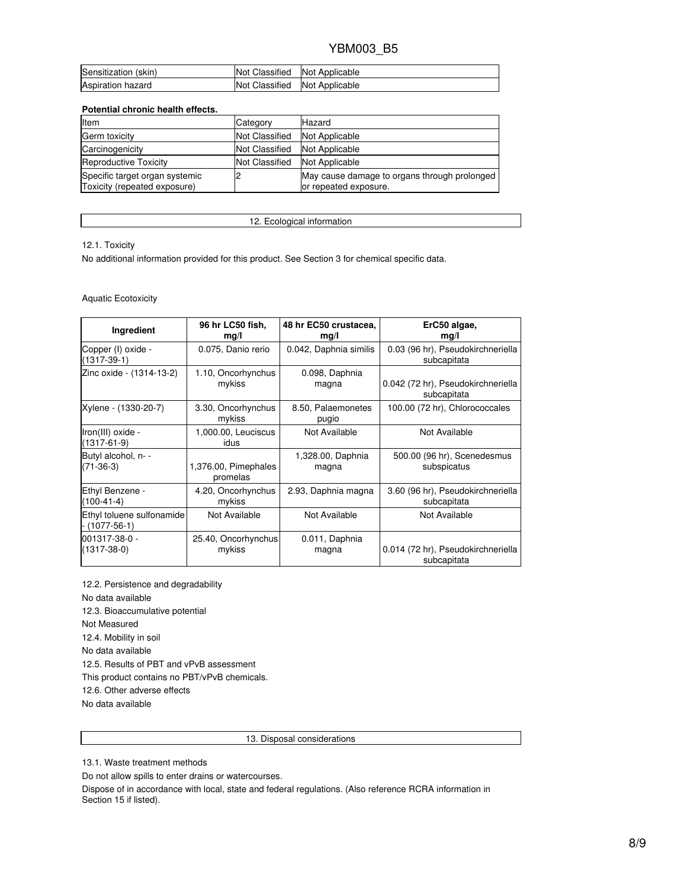| Sensitization (skin) | Not Classified | Not Applicable |
| --- | --- | --- |
| Aspiration hazard | Not Classified | Not Applicable |

**Potential chronic health effects.**

| Item | Category | Hazard |
| --- | --- | --- |
| Germ toxicity | Not Classified | Not Applicable |
| Carcinogenicity | Not Classified | Not Applicable |
| Reproductive Toxicity | Not Classified | Not Applicable |
| Specific target organ systemic Toxicity (repeated exposure) | 2 | May cause damage to organs through prolonged or repeated exposure. |

## 12. Ecological information

12.1. Toxicity

No additional information provided for this product. See Section 3 for chemical specific data.

Aquatic Ecotoxicity

| Ingredient | 96 hr LC50 fish, mg/l | 48 hr EC50 crustacea, mg/l | ErC50 algae, mg/l |
| --- | --- | --- | --- |
| Copper (I) oxide - (1317-39-1) | 0.075, Danio rerio | 0.042, Daphnia similis | 0.03 (96 hr), Pseudokirchneriella subcapitata |
| Zinc oxide - (1314-13-2) | 1.10, Oncorhynchus mykiss | 0.098, Daphnia magna | 0.042 (72 hr), Pseudokirchneriella subcapitata |
| Xylene - (1330-20-7) | 3.30, Oncorhynchus mykiss | 8.50, Palaemonetes pugio | 100.00 (72 hr), Chlorococcales |
| Iron(III) oxide - (1317-61-9) | 1,000.00, Leuciscus idus | Not Available | Not Available |
| Butyl alcohol, n- - (71-36-3) | 1,376.00, Pimephales promelas | 1,328.00, Daphnia magna | 500.00 (96 hr), Scenedesmus subspicatus |
| Ethyl Benzene - (100-41-4) | 4.20, Oncorhynchus mykiss | 2.93, Daphnia magna | 3.60 (96 hr), Pseudokirchneriella subcapitata |
| Ethyl toluene sulfonamide - (1077-56-1) | Not Available | Not Available | Not Available |
| 001317-38-0 - (1317-38-0) | 25.40, Oncorhynchus mykiss | 0.011, Daphnia magna | 0.014 (72 hr), Pseudokirchneriella subcapitata |

12.2. Persistence and degradability

No data available

12.3. Bioaccumulative potential

Not Measured

12.4. Mobility in soil

No data available

12.5. Results of PBT and vPvB assessment

This product contains no PBT/vPvB chemicals.

12.6. Other adverse effects

No data available

## 13. Disposal considerations

13.1. Waste treatment methods

Do not allow spills to enter drains or watercourses.

Dispose of in accordance with local, state and federal regulations. (Also reference RCRA information in Section 15 if listed).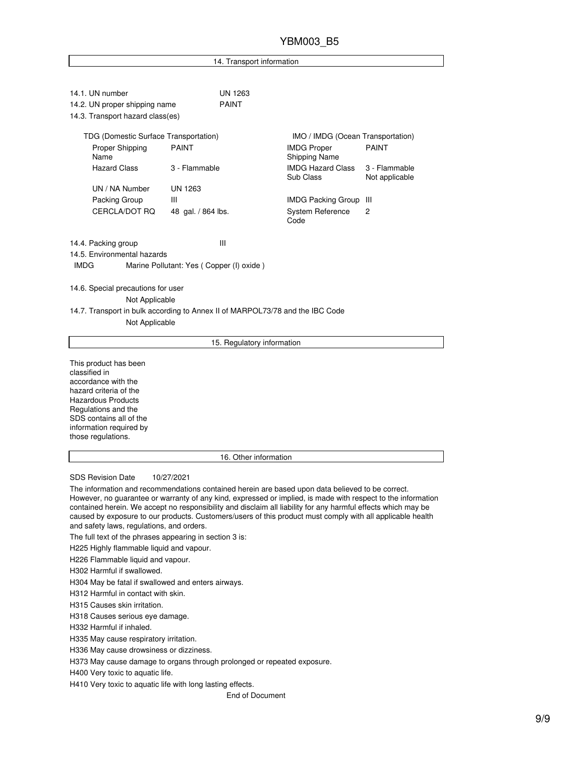## 14. Transport information

14.1. UN number UN 1263

14.2. UN proper shipping name PAINT

14.3. Transport hazard class(es)

| TDG (Domestic Surface Transportation) | | IMO / IMDG (Ocean Transportation) | |
|---|---|---|---|
| Proper Shipping Name | PAINT | IMDG Proper Shipping Name | PAINT |
| Hazard Class | 3 - Flammable | IMDG Hazard Class Sub Class | 3 - Flammable Not applicable |
| UN / NA Number | UN 1263 | | |
| Packing Group | III | IMDG Packing Group | III |
| CERCLA/DOT RQ | 48 gal. / 864 lbs. | System Reference Code | 2 |

14.4. Packing group III

14.5. Environmental hazards

IMDG Marine Pollutant: Yes ( Copper (I) oxide )

14.6. Special precautions for user

Not Applicable

14.7. Transport in bulk according to Annex II of MARPOL73/78 and the IBC Code

Not Applicable

## 15. Regulatory information

This product has been classified in accordance with the hazard criteria of the Hazardous Products Regulations and the SDS contains all of the information required by those regulations.

## 16. Other information

SDS Revision Date 10/27/2021

The information and recommendations contained herein are based upon data believed to be correct. However, no guarantee or warranty of any kind, expressed or implied, is made with respect to the information contained herein. We accept no responsibility and disclaim all liability for any harmful effects which may be caused by exposure to our products. Customers/users of this product must comply with all applicable health and safety laws, regulations, and orders.

The full text of the phrases appearing in section 3 is:

H225 Highly flammable liquid and vapour.

H226 Flammable liquid and vapour.

H302 Harmful if swallowed.

H304 May be fatal if swallowed and enters airways.

H312 Harmful in contact with skin.

H315 Causes skin irritation.

H318 Causes serious eye damage.

H332 Harmful if inhaled.

H335 May cause respiratory irritation.

H336 May cause drowsiness or dizziness.

H373 May cause damage to organs through prolonged or repeated exposure.

H400 Very toxic to aquatic life.

H410 Very toxic to aquatic life with long lasting effects.

End of Document